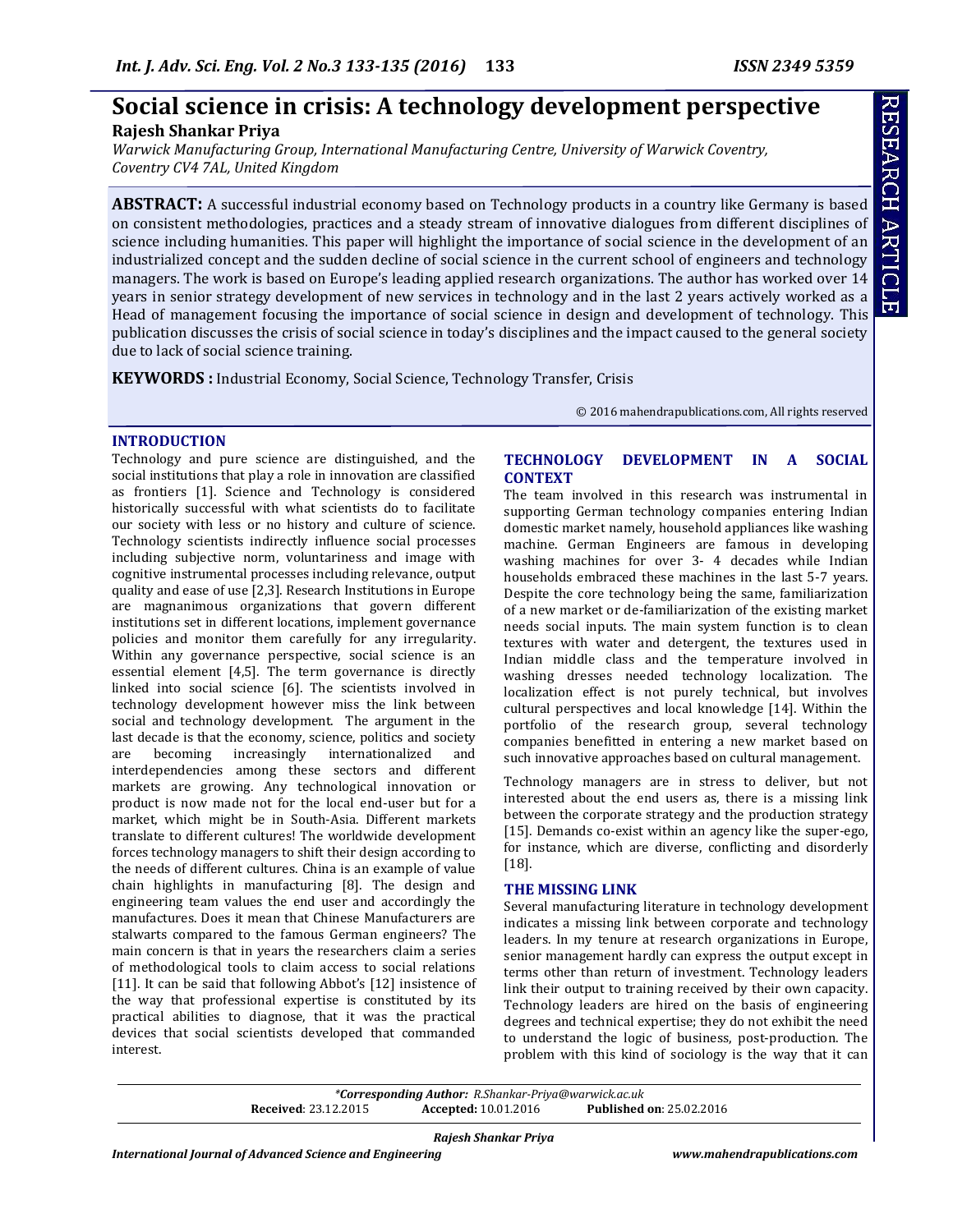# Social science in crisis: A technology development perspective

**Rajesh Shankar Priya**

*Warwick Manufacturing Group, International Manufacturing Centre, University of Warwick Coventry, Coventry CV4 7AL, United Kingdom*

RESEARCH ARTICLE

**ABSTRACT:** A successful industrial economy based on Technology products in a country like Germany is based on consistent methodologies, practices and a steady stream of innovative dialogues from different disciplines of science including humanities. This paper will highlight the importance of social science in the development of an industrialized concept and the sudden decline of social science in the current school of engineers and technology managers. The work is based on Europe's leading applied research organizations. The author has worked over 14 years in senior strategy development of new services in technology and in the last 2 years actively worked as a Head of management focusing the importance of social science in design and development of technology. This publication discusses the crisis of social science in today's disciplines and the impact caused to the general society due to lack of social science training.

**KEYWORDS :** Industrial Economy, Social Science, Technology Transfer, Crisis

© 2016 mahendrapublications.com, All rights reserved

## INTRODUCTION

Technology and pure science are distinguished, and the social institutions that play a role in innovation are classified as frontiers [1]. Science and Technology is considered historically successful with what scientists do to facilitate our society with less or no history and culture of science. Technology scientists indirectly influence social processes including subjective norm, voluntariness and image with cognitive instrumental processes including relevance, output quality and ease of use [2,3]. Research Institutions in Europe are magnanimous organizations that govern different institutions set in different locations, implement governance policies and monitor them carefully for any irregularity. Within any governance perspective, social science is an essential element [4,5]. The term governance is directly linked into social science [6]. The scientists involved in technology development however miss the link between social and technology development. The argument in the last decade is that the economy, science, politics and society are becoming increasingly internationalized and interdependencies among these sectors and different markets are growing. Any technological innovation or product is now made not for the local end-user but for a market, which might be in South-Asia. Different markets translate to different cultures! The worldwide development forces technology managers to shift their design according to the needs of different cultures. China is an example of value chain highlights in manufacturing [8]. The design and engineering team values the end user and accordingly the manufactures. Does it mean that Chinese Manufacturers are stalwarts compared to the famous German engineers? The main concern is that in years the researchers claim a series of methodological tools to claim access to social relations [11]. It can be said that following Abbot's [12] insistence of the way that professional expertise is constituted by its practical abilities to diagnose, that it was the practical devices that social scientists developed that commanded interest.

## TECHNOLOGY DEVELOPMENT IN A SOCIAL CONTEXT

The team involved in this research was instrumental in supporting German technology companies entering Indian domestic market namely, household appliances like washing machine. German Engineers are famous in developing washing machines for over 3- 4 decades while Indian households embraced these machines in the last 5-7 years. Despite the core technology being the same, familiarization of a new market or de-familiarization of the existing market needs social inputs. The main system function is to clean textures with water and detergent, the textures used in Indian middle class and the temperature involved in washing dresses needed technology localization. The localization effect is not purely technical, but involves cultural perspectives and local knowledge [14]. Within the portfolio of the research group, several technology companies benefitted in entering a new market based on such innovative approaches based on cultural management.

Technology managers are in stress to deliver, but not interested about the end users as, there is a missing link between the corporate strategy and the production strategy [15]. Demands co-exist within an agency like the super-ego, for instance, which are diverse, conflicting and disorderly [18].

## THE MISSING LINK

Several manufacturing literature in technology development indicates a missing link between corporate and technology leaders. In my tenure at research organizations in Europe, senior management hardly can express the output except in terms other than return of investment. Technology leaders link their output to training received by their own capacity. Technology leaders are hired on the basis of engineering degrees and technical expertise; they do not exhibit the need to understand the logic of business, post-production. The problem with this kind of sociology is the way that it can

*Corresponding Author:* R.Shankar-Priya@warwick.ac.uk

**Received**: 23.12.2015 **Accepted:** 10.01.2016 **Published on**: 25.02.2016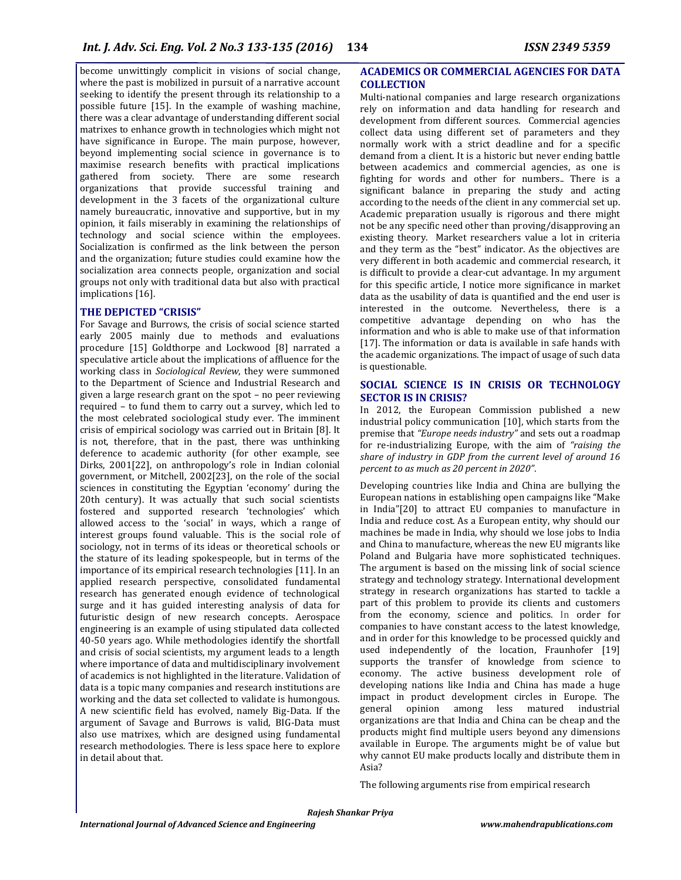become unwittingly complicit in visions of social change, where the past is mobilized in pursuit of a narrative account seeking to identify the present through its relationship to a possible future [15]. In the example of washing machine, there was a clear advantage of understanding different social matrixes to enhance growth in technologies which might not have significance in Europe. The main purpose, however, beyond implementing social science in governance is to maximise research benefits with practical implications gathered from society. There are some research organizations that provide successful training and development in the 3 facets of the organizational culture namely bureaucratic, innovative and supportive, but in my opinion, it fails miserably in examining the relationships of technology and social science within the employees. Socialization is confirmed as the link between the person and the organization; future studies could examine how the socialization area connects people, organization and social groups not only with traditional data but also with practical implications [16].

## THE DEPICTED "CRISIS"

For Savage and Burrows, the crisis of social science started early 2005 mainly due to methods and evaluations procedure [15] Goldthorpe and Lockwood [8] narrated a speculative article about the implications of affluence for the working class in *Sociological Review*, they were summoned to the Department of Science and Industrial Research and given a large research grant on the spot – no peer reviewing required – to fund them to carry out a survey, which led to the most celebrated sociological study ever. The imminent crisis of empirical sociology was carried out in Britain [8]. It is not, therefore, that in the past, there was unthinking deference to academic authority (for other example, see Dirks, 2001[22], on anthropology's role in Indian colonial government, or Mitchell, 2002[23], on the role of the social sciences in constituting the Egyptian 'economy' during the 20th century). It was actually that such social scientists fostered and supported research 'technologies' which allowed access to the 'social' in ways, which a range of interest groups found valuable. This is the social role of sociology, not in terms of its ideas or theoretical schools or the stature of its leading spokespeople, but in terms of the importance of its empirical research technologies [11]. In an applied research perspective, consolidated fundamental research has generated enough evidence of technological surge and it has guided interesting analysis of data for futuristic design of new research concepts. Aerospace engineering is an example of using stipulated data collected 40-50 years ago. While methodologies identify the shortfall and crisis of social scientists, my argument leads to a length where importance of data and multidisciplinary involvement of academics is not highlighted in the literature. Validation of data is a topic many companies and research institutions are working and the data set collected to validate is humongous. A new scientific field has evolved, namely Big-Data. If the argument of Savage and Burrows is valid, BIG-Data must also use matrixes, which are designed using fundamental research methodologies. There is less space here to explore in detail about that.

## ACADEMICS OR COMMERCIAL AGENCIES FOR DATA COLLECTION

Multi-national companies and large research organizations rely on information and data handling for research and development from different sources. Commercial agencies collect data using different set of parameters and they normally work with a strict deadline and for a specific demand from a client. It is a historic but never ending battle between academics and commercial agencies, as one is fighting for words and other for numbers.. There is a significant balance in preparing the study and acting according to the needs of the client in any commercial set up. Academic preparation usually is rigorous and there might not be any specific need other than proving/disapproving an existing theory. Market researchers value a lot in criteria and they term as the "best" indicator. As the objectives are very different in both academic and commercial research, it is difficult to provide a clear-cut advantage. In my argument for this specific article, I notice more significance in market data as the usability of data is quantified and the end user is interested in the outcome. Nevertheless, there is a competitive advantage depending on who has the information and who is able to make use of that information [17]. The information or data is available in safe hands with the academic organizations. The impact of usage of such data is questionable.

## SOCIAL SCIENCE IS IN CRISIS OR TECHNOLOGY SECTOR IS IN CRISIS?

In 2012, the European Commission published a new industrial policy communication [10], which starts from the premise that *"Europe needs industry"* and sets out a roadmap for re-industrializing Europe, with the aim of *"raising the share of industry in GDP from the current level of around 16 percent to as much as 20 percent in 2020"*.

Developing countries like India and China are bullying the European nations in establishing open campaigns like "Make in India"[20] to attract EU companies to manufacture in India and reduce cost. As a European entity, why should our machines be made in India, why should we lose jobs to India and China to manufacture, whereas the new EU migrants like Poland and Bulgaria have more sophisticated techniques. The argument is based on the missing link of social science strategy and technology strategy. International development strategy in research organizations has started to tackle a part of this problem to provide its clients and customers from the economy, science and politics. In order for companies to have constant access to the latest knowledge, and in order for this knowledge to be processed quickly and used independently of the location, Fraunhofer [19] supports the transfer of knowledge from science to economy. The active business development role of developing nations like India and China has made a huge impact in product development circles in Europe. The general opinion among less matured industrial organizations are that India and China can be cheap and the products might find multiple users beyond any dimensions available in Europe. The arguments might be of value but why cannot EU make products locally and distribute them in Asia?

The following arguments rise from empirical research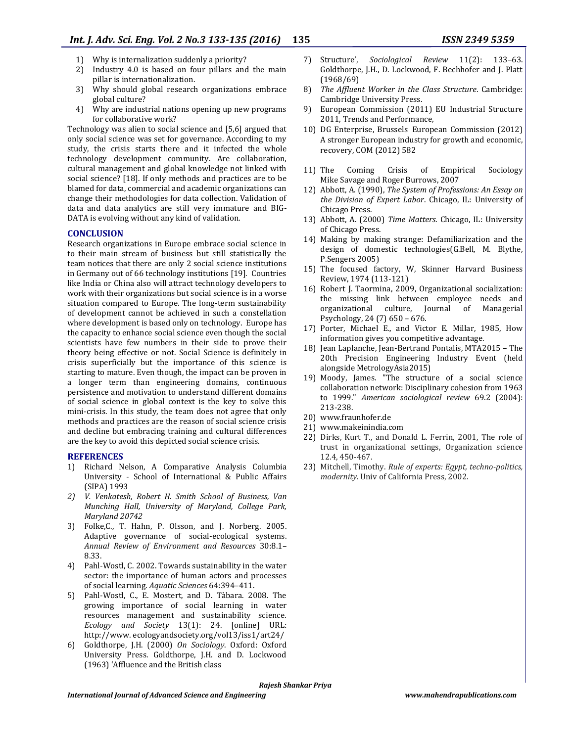1) Why is internalization suddenly a priority?
2) Industry 4.0 is based on four pillars and the main pillar is internationalization.
3) Why should global research organizations embrace global culture?
4) Why are industrial nations opening up new programs for collaborative work?

Technology was alien to social science and [5,6] argued that only social science was set for governance. According to my study, the crisis starts there and it infected the whole technology development community. Are collaboration, cultural management and global knowledge not linked with social science? [18]. If only methods and practices are to be blamed for data, commercial and academic organizations can change their methodologies for data collection. Validation of data and data analytics are still very immature and BIG-DATA is evolving without any kind of validation.

## CONCLUSION

Research organizations in Europe embrace social science in to their main stream of business but still statistically the team notices that there are only 2 social science institutions in Germany out of 66 technology institutions [19]. Countries like India or China also will attract technology developers to work with their organizations but social science is in a worse situation compared to Europe. The long-term sustainability of development cannot be achieved in such a constellation where development is based only on technology. Europe has the capacity to enhance social science even though the social scientists have few numbers in their side to prove their theory being effective or not. Social Science is definitely in crisis superficially but the importance of this science is starting to mature. Even though, the impact can be proven in a longer term than engineering domains, continuous persistence and motivation to understand different domains of social science in global context is the key to solve this mini-crisis. In this study, the team does not agree that only methods and practices are the reason of social science crisis and decline but embracing training and cultural differences are the key to avoid this depicted social science crisis.

## REFERENCES

1) Richard Nelson, A Comparative Analysis Columbia University - School of International & Public Affairs (SIPA) 1993
2) *V. Venkatesh, Robert H. Smith School of Business, Van Munching Hall, University of Maryland, College Park, Maryland 20742*
3) Folke,C., T. Hahn, P. Olsson, and J. Norberg. 2005. Adaptive governance of social-ecological systems. *Annual Review of Environment and Resources* 30:8.1–8.33.
4) Pahl-Wostl, C. 2002. Towards sustainability in the water sector: the importance of human actors and processes of social learning. *Aquatic Sciences* 64:394–411.
5) Pahl-Wostl, C., E. Mostert, and D. Tàbara. 2008. The growing importance of social learning in water resources management and sustainability science. *Ecology and Society* 13(1): 24. [online] URL: http://www. ecologyandsociety.org/vol13/iss1/art24/
6) Goldthorpe, J.H. (2000) *On Sociology*. Oxford: Oxford University Press. Goldthorpe, J.H. and D. Lockwood (1963) 'Affluence and the British class
7) Structure', *Sociological Review* 11(2): 133–63. Goldthorpe, J.H., D. Lockwood, F. Bechhofer and J. Platt (1968/69)
8) *The Affluent Worker in the Class Structure*. Cambridge: Cambridge University Press.
9) European Commission (2011) EU Industrial Structure 2011, Trends and Performance,
10) DG Enterprise, Brussels European Commission (2012) A stronger European industry for growth and economic, recovery, COM (2012) 582
11) The Coming Crisis of Empirical Sociology Mike Savage and Roger Burrows, 2007
12) Abbott, A. (1990), *The System of Professions: An Essay on the Division of Expert Labor*. Chicago, IL: University of Chicago Press.
13) Abbott, A. (2000) *Time Matters*. Chicago, IL: University of Chicago Press.
14) Making by making strange: Defamiliarization and the design of domestic technologies(G.Bell, M. Blythe, P.Sengers 2005)
15) The focused factory, W, Skinner Harvard Business Review, 1974 (113-121)
16) Robert J. Taormina, 2009, Organizational socialization: the missing link between employee needs and organizational culture, Journal of Managerial Psychology, 24 (7) 650 – 676.
17) Porter, Michael E., and Victor E. Millar, 1985, How information gives you competitive advantage.
18) Jean Laplanche, Jean-Bertrand Pontalis, MTA2015 – The 20th Precision Engineering Industry Event (held alongside MetrologyAsia2015)
19) Moody, James. "The structure of a social science collaboration network: Disciplinary cohesion from 1963 to 1999." *American sociological review* 69.2 (2004): 213-238.
20) www.fraunhofer.de
21) www.makeinindia.com
22) Dirks, Kurt T., and Donald L. Ferrin, 2001, The role of trust in organizational settings, Organization science 12.4, 450-467.
23) Mitchell, Timothy. *Rule of experts: Egypt, techno-politics, modernity*. Univ of California Press, 2002.